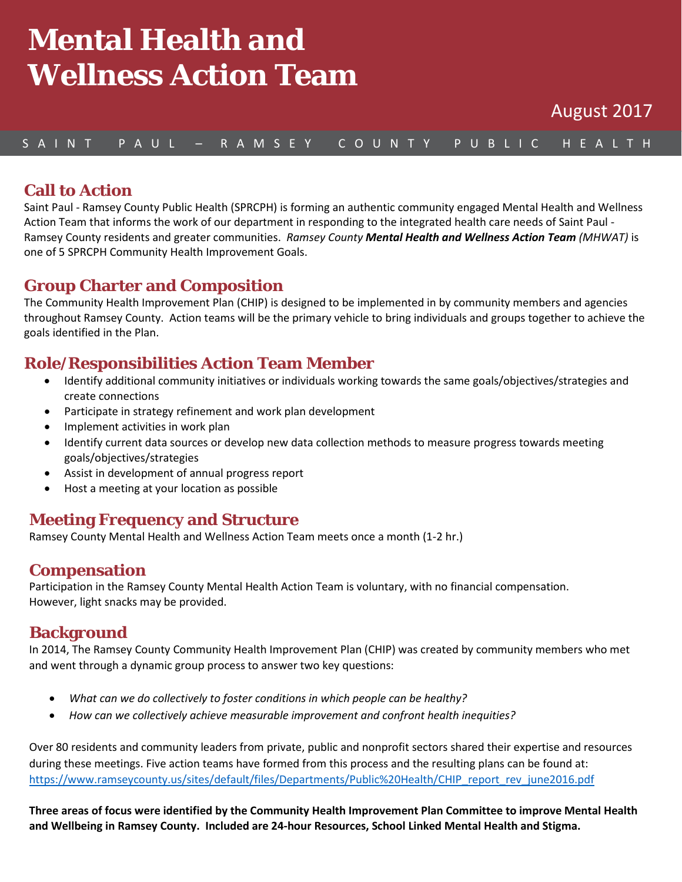# Mental Health and Wellness Action Team

August 2017

SAINT PAUL – RAMSEY COUNTY PUBLIC HEALTH

## Call to Action

Saint Paul - Ramsey County Public Health (SPRCPH) is forming an authentic community engaged Mental Health and Wellness Action Team that informs the work of our department in responding to the integrated health care needs of Saint Paul - Ramsey County residents and greater communities. *Ramsey County* ***Mental Health and Wellness Action Team*** *(MHWAT)* is one of 5 SPRCPH Community Health Improvement Goals.

## Group Charter and Composition

The Community Health Improvement Plan (CHIP) is designed to be implemented in by community members and agencies throughout Ramsey County. Action teams will be the primary vehicle to bring individuals and groups together to achieve the goals identified in the Plan.

## Role/Responsibilities Action Team Member

- Identify additional community initiatives or individuals working towards the same goals/objectives/strategies and create connections
- Participate in strategy refinement and work plan development
- Implement activities in work plan
- Identify current data sources or develop new data collection methods to measure progress towards meeting goals/objectives/strategies
- Assist in development of annual progress report
- Host a meeting at your location as possible

## Meeting Frequency and Structure

Ramsey County Mental Health and Wellness Action Team meets once a month (1-2 hr.)

## Compensation

Participation in the Ramsey County Mental Health Action Team is voluntary, with no financial compensation. However, light snacks may be provided.

## Background

In 2014, The Ramsey County Community Health Improvement Plan (CHIP) was created by community members who met and went through a dynamic group process to answer two key questions:

- *What can we do collectively to foster conditions in which people can be healthy?*
- *How can we collectively achieve measurable improvement and confront health inequities?*

Over 80 residents and community leaders from private, public and nonprofit sectors shared their expertise and resources during these meetings. Five action teams have formed from this process and the resulting plans can be found at: https://www.ramseycounty.us/sites/default/files/Departments/Public%20Health/CHIP_report_rev_june2016.pdf

**Three areas of focus were identified by the Community Health Improvement Plan Committee to improve Mental Health and Wellbeing in Ramsey County. Included are 24-hour Resources, School Linked Mental Health and Stigma.**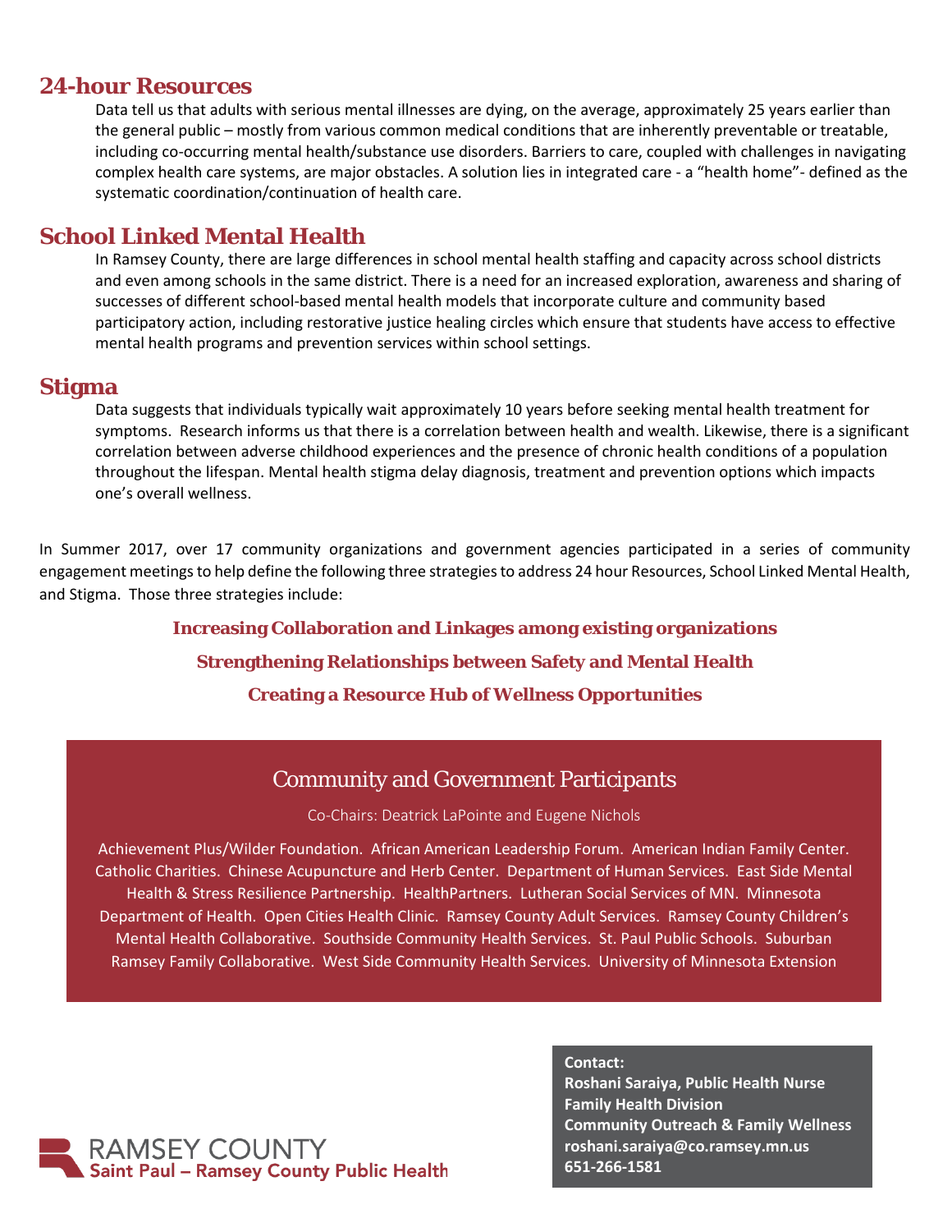## 24-hour Resources

Data tell us that adults with serious mental illnesses are dying, on the average, approximately 25 years earlier than the general public – mostly from various common medical conditions that are inherently preventable or treatable, including co-occurring mental health/substance use disorders. Barriers to care, coupled with challenges in navigating complex health care systems, are major obstacles. A solution lies in integrated care - a "health home"- defined as the systematic coordination/continuation of health care.

## School Linked Mental Health

In Ramsey County, there are large differences in school mental health staffing and capacity across school districts and even among schools in the same district. There is a need for an increased exploration, awareness and sharing of successes of different school-based mental health models that incorporate culture and community based participatory action, including restorative justice healing circles which ensure that students have access to effective mental health programs and prevention services within school settings.

## Stigma

Data suggests that individuals typically wait approximately 10 years before seeking mental health treatment for symptoms. Research informs us that there is a correlation between health and wealth. Likewise, there is a significant correlation between adverse childhood experiences and the presence of chronic health conditions of a population throughout the lifespan. Mental health stigma delay diagnosis, treatment and prevention options which impacts one's overall wellness.

In Summer 2017, over 17 community organizations and government agencies participated in a series of community engagement meetings to help define the following three strategies to address 24 hour Resources, School Linked Mental Health, and Stigma. Those three strategies include:

**Increasing Collaboration and Linkages among existing organizations**

**Strengthening Relationships between Safety and Mental Health**

**Creating a Resource Hub of Wellness Opportunities**

### Community and Government Participants

Co-Chairs: Deatrick LaPointe and Eugene Nichols

Achievement Plus/Wilder Foundation. African American Leadership Forum. American Indian Family Center. Catholic Charities. Chinese Acupuncture and Herb Center. Department of Human Services. East Side Mental Health & Stress Resilience Partnership. HealthPartners. Lutheran Social Services of MN. Minnesota Department of Health. Open Cities Health Clinic. Ramsey County Adult Services. Ramsey County Children's Mental Health Collaborative. Southside Community Health Services. St. Paul Public Schools. Suburban Ramsey Family Collaborative. West Side Community Health Services. University of Minnesota Extension

RAMSEY COUNTY
Saint Paul – Ramsey County Public Health

**Contact:**
**Roshani Saraiya, Public Health Nurse**
**Family Health Division**
**Community Outreach & Family Wellness**
**roshani.saraiya@co.ramsey.mn.us**
**651-266-1581**